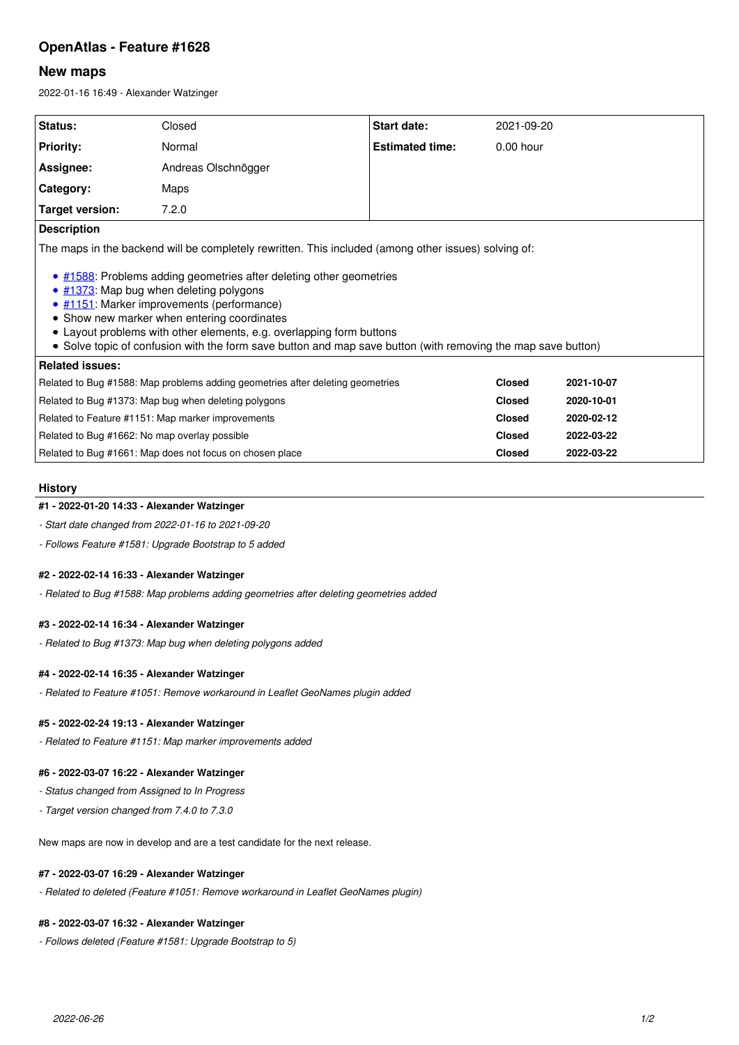# OpenAtlas - Feature #1628

## New maps

2022-01-16 16:49 - Alexander Watzinger

| | | | |
|---|---|---|---|
| **Status:** | Closed | **Start date:** | 2021-09-20 |
| **Priority:** | Normal | **Estimated time:** | 0.00 hour |
| **Assignee:** | Andreas Olschnögger | | |
| **Category:** | Maps | | |
| **Target version:** | 7.2.0 | | |

**Description**

The maps in the backend will be completely rewritten. This included (among other issues) solving of:

- #1588: Problems adding geometries after deleting other geometries
- #1373: Map bug when deleting polygons
- #1151: Marker improvements (performance)
- Show new marker when entering coordinates
- Layout problems with other elements, e.g. overlapping form buttons
- Solve topic of confusion with the form save button and map save button (with removing the map save button)

**Related issues:**

| | | |
|---|---|---|
| Related to Bug #1588: Map problems adding geometries after deleting geometries | **Closed** | **2021-10-07** |
| Related to Bug #1373: Map bug when deleting polygons | **Closed** | **2020-10-01** |
| Related to Feature #1151: Map marker improvements | **Closed** | **2020-02-12** |
| Related to Bug #1662: No map overlay possible | **Closed** | **2022-03-22** |
| Related to Bug #1661: Map does not focus on chosen place | **Closed** | **2022-03-22** |

## History

#### #1 - 2022-01-20 14:33 - Alexander Watzinger

*- Start date changed from 2022-01-16 to 2021-09-20*

*- Follows Feature #1581: Upgrade Bootstrap to 5 added*

#### #2 - 2022-02-14 16:33 - Alexander Watzinger

*- Related to Bug #1588: Map problems adding geometries after deleting geometries added*

#### #3 - 2022-02-14 16:34 - Alexander Watzinger

*- Related to Bug #1373: Map bug when deleting polygons added*

#### #4 - 2022-02-14 16:35 - Alexander Watzinger

*- Related to Feature #1051: Remove workaround in Leaflet GeoNames plugin added*

#### #5 - 2022-02-24 19:13 - Alexander Watzinger

*- Related to Feature #1151: Map marker improvements added*

#### #6 - 2022-03-07 16:22 - Alexander Watzinger

*- Status changed from Assigned to In Progress*

*- Target version changed from 7.4.0 to 7.3.0*

New maps are now in develop and are a test candidate for the next release.

#### #7 - 2022-03-07 16:29 - Alexander Watzinger

*- Related to deleted (Feature #1051: Remove workaround in Leaflet GeoNames plugin)*

#### #8 - 2022-03-07 16:32 - Alexander Watzinger

*- Follows deleted (Feature #1581: Upgrade Bootstrap to 5)*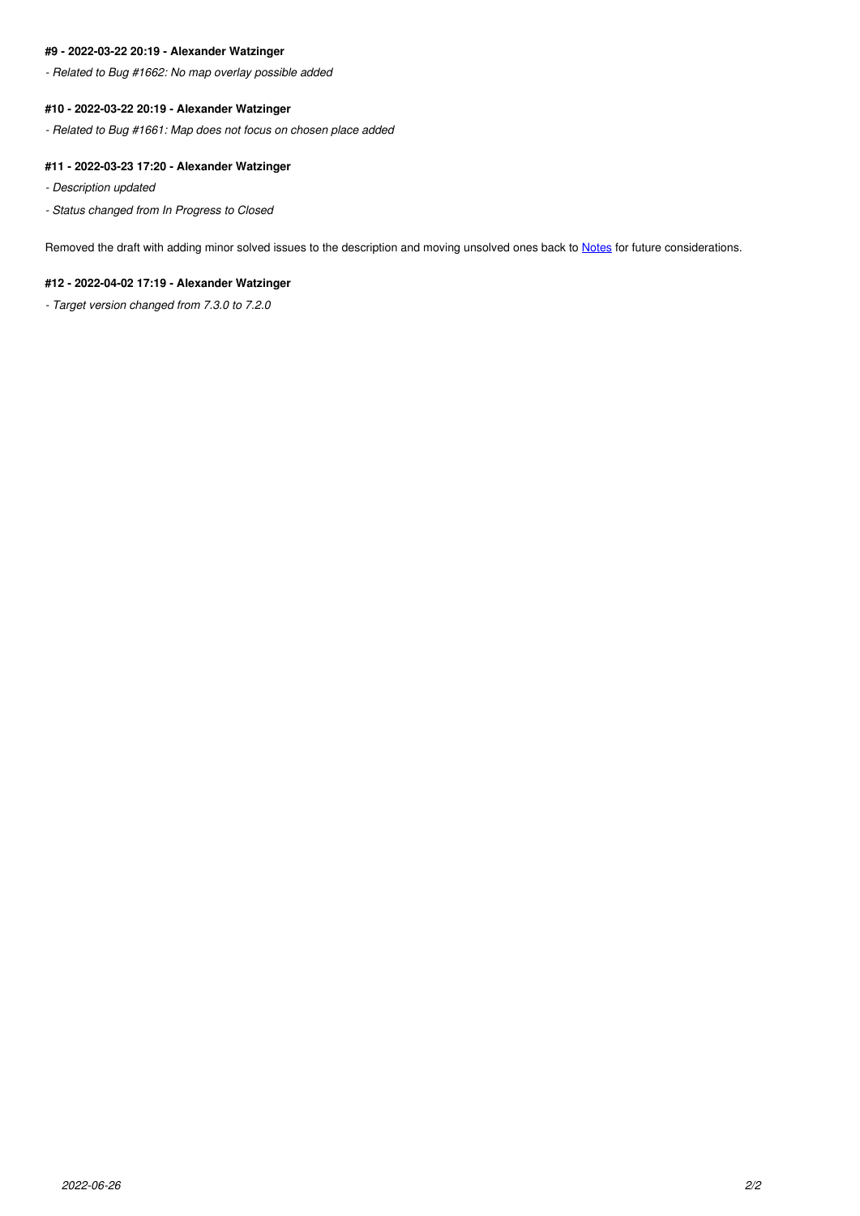#### #9 - 2022-03-22 20:19 - Alexander Watzinger

*- Related to Bug #1662: No map overlay possible added*

#### #10 - 2022-03-22 20:19 - Alexander Watzinger

*- Related to Bug #1661: Map does not focus on chosen place added*

#### #11 - 2022-03-23 17:20 - Alexander Watzinger

*- Description updated*

*- Status changed from In Progress to Closed*

Removed the draft with adding minor solved issues to the description and moving unsolved ones back to Notes for future considerations.

#### #12 - 2022-04-02 17:19 - Alexander Watzinger

*- Target version changed from 7.3.0 to 7.2.0*